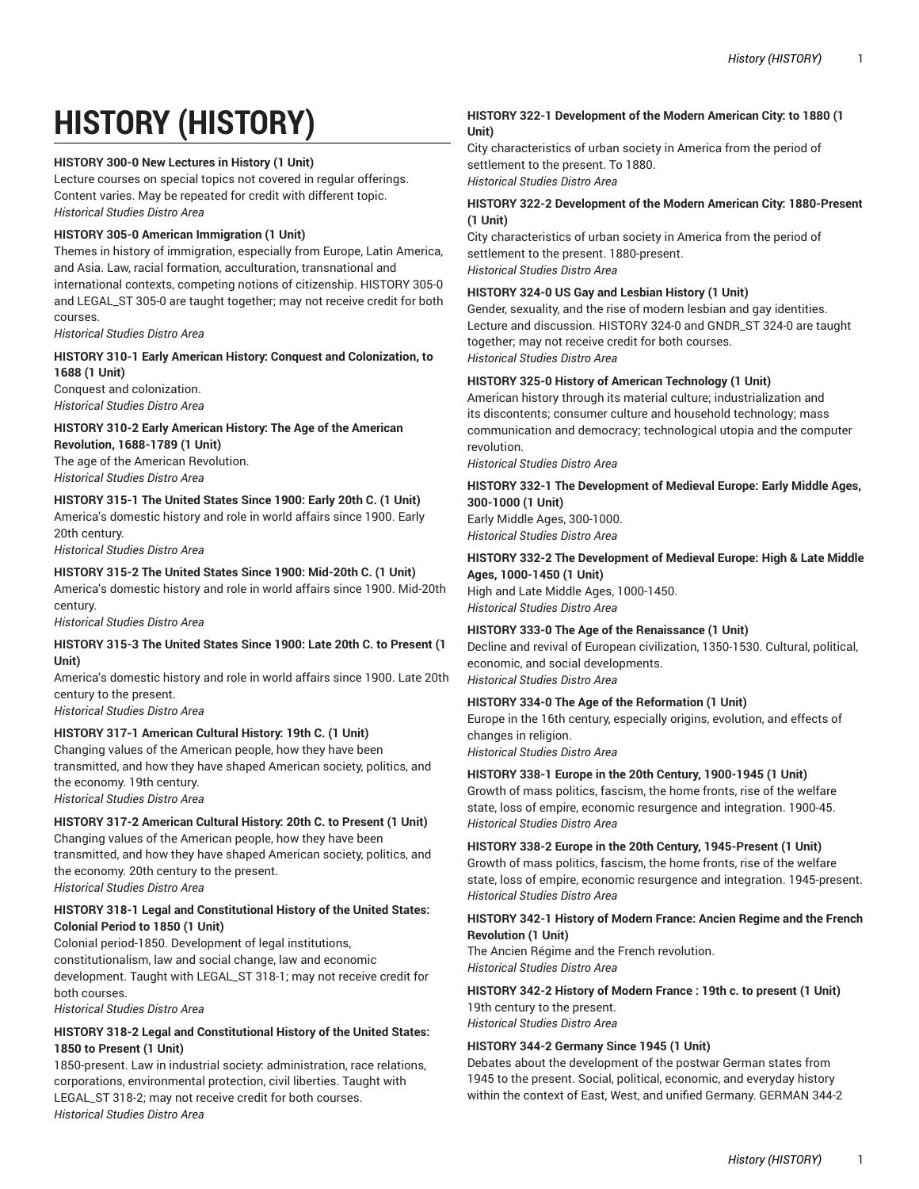# HISTORY (HISTORY)

**HISTORY 300-0 New Lectures in History (1 Unit)**
Lecture courses on special topics not covered in regular offerings. Content varies. May be repeated for credit with different topic.
*Historical Studies Distro Area*

**HISTORY 305-0 American Immigration (1 Unit)**
Themes in history of immigration, especially from Europe, Latin America, and Asia. Law, racial formation, acculturation, transnational and international contexts, competing notions of citizenship. HISTORY 305-0 and LEGAL_ST 305-0 are taught together; may not receive credit for both courses.
*Historical Studies Distro Area*

**HISTORY 310-1 Early American History: Conquest and Colonization, to 1688 (1 Unit)**
Conquest and colonization.
*Historical Studies Distro Area*

**HISTORY 310-2 Early American History: The Age of the American Revolution, 1688-1789 (1 Unit)**
The age of the American Revolution.
*Historical Studies Distro Area*

**HISTORY 315-1 The United States Since 1900: Early 20th C. (1 Unit)**
America's domestic history and role in world affairs since 1900. Early 20th century.
*Historical Studies Distro Area*

**HISTORY 315-2 The United States Since 1900: Mid-20th C. (1 Unit)**
America's domestic history and role in world affairs since 1900. Mid-20th century.
*Historical Studies Distro Area*

**HISTORY 315-3 The United States Since 1900: Late 20th C. to Present (1 Unit)**
America's domestic history and role in world affairs since 1900. Late 20th century to the present.
*Historical Studies Distro Area*

**HISTORY 317-1 American Cultural History: 19th C. (1 Unit)**
Changing values of the American people, how they have been transmitted, and how they have shaped American society, politics, and the economy. 19th century.
*Historical Studies Distro Area*

**HISTORY 317-2 American Cultural History: 20th C. to Present (1 Unit)**
Changing values of the American people, how they have been transmitted, and how they have shaped American society, politics, and the economy. 20th century to the present.
*Historical Studies Distro Area*

**HISTORY 318-1 Legal and Constitutional History of the United States: Colonial Period to 1850 (1 Unit)**
Colonial period-1850. Development of legal institutions, constitutionalism, law and social change, law and economic development. Taught with LEGAL_ST 318-1; may not receive credit for both courses.
*Historical Studies Distro Area*

**HISTORY 318-2 Legal and Constitutional History of the United States: 1850 to Present (1 Unit)**
1850-present. Law in industrial society: administration, race relations, corporations, environmental protection, civil liberties. Taught with LEGAL_ST 318-2; may not receive credit for both courses.
*Historical Studies Distro Area*

**HISTORY 322-1 Development of the Modern American City: to 1880 (1 Unit)**
City characteristics of urban society in America from the period of settlement to the present. To 1880.
*Historical Studies Distro Area*

**HISTORY 322-2 Development of the Modern American City: 1880-Present (1 Unit)**
City characteristics of urban society in America from the period of settlement to the present. 1880-present.
*Historical Studies Distro Area*

**HISTORY 324-0 US Gay and Lesbian History (1 Unit)**
Gender, sexuality, and the rise of modern lesbian and gay identities. Lecture and discussion. HISTORY 324-0 and GNDR_ST 324-0 are taught together; may not receive credit for both courses.
*Historical Studies Distro Area*

**HISTORY 325-0 History of American Technology (1 Unit)**
American history through its material culture; industrialization and its discontents; consumer culture and household technology; mass communication and democracy; technological utopia and the computer revolution.
*Historical Studies Distro Area*

**HISTORY 332-1 The Development of Medieval Europe: Early Middle Ages, 300-1000 (1 Unit)**
Early Middle Ages, 300-1000.
*Historical Studies Distro Area*

**HISTORY 332-2 The Development of Medieval Europe: High & Late Middle Ages, 1000-1450 (1 Unit)**
High and Late Middle Ages, 1000-1450.
*Historical Studies Distro Area*

**HISTORY 333-0 The Age of the Renaissance (1 Unit)**
Decline and revival of European civilization, 1350-1530. Cultural, political, economic, and social developments.
*Historical Studies Distro Area*

**HISTORY 334-0 The Age of the Reformation (1 Unit)**
Europe in the 16th century, especially origins, evolution, and effects of changes in religion.
*Historical Studies Distro Area*

**HISTORY 338-1 Europe in the 20th Century, 1900-1945 (1 Unit)**
Growth of mass politics, fascism, the home fronts, rise of the welfare state, loss of empire, economic resurgence and integration. 1900-45.
*Historical Studies Distro Area*

**HISTORY 338-2 Europe in the 20th Century, 1945-Present (1 Unit)**
Growth of mass politics, fascism, the home fronts, rise of the welfare state, loss of empire, economic resurgence and integration. 1945-present.
*Historical Studies Distro Area*

**HISTORY 342-1 History of Modern France: Ancien Regime and the French Revolution (1 Unit)**
The Ancien Régime and the French revolution.
*Historical Studies Distro Area*

**HISTORY 342-2 History of Modern France : 19th c. to present (1 Unit)**
19th century to the present.
*Historical Studies Distro Area*

**HISTORY 344-2 Germany Since 1945 (1 Unit)**
Debates about the development of the postwar German states from 1945 to the present. Social, political, economic, and everyday history within the context of East, West, and unified Germany. GERMAN 344-2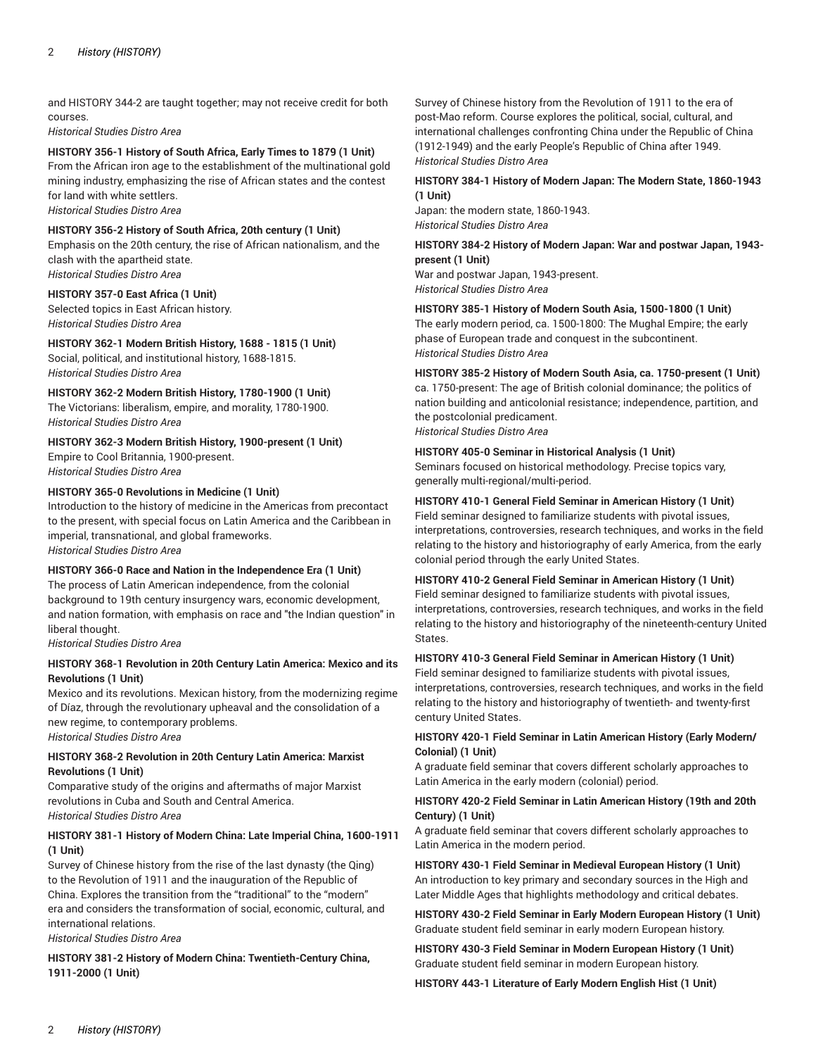and HISTORY 344-2 are taught together; may not receive credit for both courses.
*Historical Studies Distro Area*

**HISTORY 356-1 History of South Africa, Early Times to 1879 (1 Unit)**
From the African iron age to the establishment of the multinational gold mining industry, emphasizing the rise of African states and the contest for land with white settlers.
*Historical Studies Distro Area*

**HISTORY 356-2 History of South Africa, 20th century (1 Unit)**
Emphasis on the 20th century, the rise of African nationalism, and the clash with the apartheid state.
*Historical Studies Distro Area*

**HISTORY 357-0 East Africa (1 Unit)**
Selected topics in East African history.
*Historical Studies Distro Area*

**HISTORY 362-1 Modern British History, 1688 - 1815 (1 Unit)**
Social, political, and institutional history, 1688-1815.
*Historical Studies Distro Area*

**HISTORY 362-2 Modern British History, 1780-1900 (1 Unit)**
The Victorians: liberalism, empire, and morality, 1780-1900.
*Historical Studies Distro Area*

**HISTORY 362-3 Modern British History, 1900-present (1 Unit)**
Empire to Cool Britannia, 1900-present.
*Historical Studies Distro Area*

**HISTORY 365-0 Revolutions in Medicine (1 Unit)**
Introduction to the history of medicine in the Americas from precontact to the present, with special focus on Latin America and the Caribbean in imperial, transnational, and global frameworks.
*Historical Studies Distro Area*

**HISTORY 366-0 Race and Nation in the Independence Era (1 Unit)**
The process of Latin American independence, from the colonial background to 19th century insurgency wars, economic development, and nation formation, with emphasis on race and "the Indian question" in liberal thought.
*Historical Studies Distro Area*

**HISTORY 368-1 Revolution in 20th Century Latin America: Mexico and its Revolutions (1 Unit)**
Mexico and its revolutions. Mexican history, from the modernizing regime of Díaz, through the revolutionary upheaval and the consolidation of a new regime, to contemporary problems.
*Historical Studies Distro Area*

**HISTORY 368-2 Revolution in 20th Century Latin America: Marxist Revolutions (1 Unit)**
Comparative study of the origins and aftermaths of major Marxist revolutions in Cuba and South and Central America.
*Historical Studies Distro Area*

**HISTORY 381-1 History of Modern China: Late Imperial China, 1600-1911 (1 Unit)**
Survey of Chinese history from the rise of the last dynasty (the Qing) to the Revolution of 1911 and the inauguration of the Republic of China. Explores the transition from the "traditional" to the "modern" era and considers the transformation of social, economic, cultural, and international relations.
*Historical Studies Distro Area*

**HISTORY 381-2 History of Modern China: Twentieth-Century China, 1911-2000 (1 Unit)**
Survey of Chinese history from the Revolution of 1911 to the era of post-Mao reform. Course explores the political, social, cultural, and international challenges confronting China under the Republic of China (1912-1949) and the early People's Republic of China after 1949.
*Historical Studies Distro Area*

**HISTORY 384-1 History of Modern Japan: The Modern State, 1860-1943 (1 Unit)**
Japan: the modern state, 1860-1943.
*Historical Studies Distro Area*

**HISTORY 384-2 History of Modern Japan: War and postwar Japan, 1943-present (1 Unit)**
War and postwar Japan, 1943-present.
*Historical Studies Distro Area*

**HISTORY 385-1 History of Modern South Asia, 1500-1800 (1 Unit)**
The early modern period, ca. 1500-1800: The Mughal Empire; the early phase of European trade and conquest in the subcontinent.
*Historical Studies Distro Area*

**HISTORY 385-2 History of Modern South Asia, ca. 1750-present (1 Unit)**
ca. 1750-present: The age of British colonial dominance; the politics of nation building and anticolonial resistance; independence, partition, and the postcolonial predicament.
*Historical Studies Distro Area*

**HISTORY 405-0 Seminar in Historical Analysis (1 Unit)**
Seminars focused on historical methodology. Precise topics vary, generally multi-regional/multi-period.

**HISTORY 410-1 General Field Seminar in American History (1 Unit)**
Field seminar designed to familiarize students with pivotal issues, interpretations, controversies, research techniques, and works in the field relating to the history and historiography of early America, from the early colonial period through the early United States.

**HISTORY 410-2 General Field Seminar in American History (1 Unit)**
Field seminar designed to familiarize students with pivotal issues, interpretations, controversies, research techniques, and works in the field relating to the history and historiography of the nineteenth-century United States.

**HISTORY 410-3 General Field Seminar in American History (1 Unit)**
Field seminar designed to familiarize students with pivotal issues, interpretations, controversies, research techniques, and works in the field relating to the history and historiography of twentieth- and twenty-first century United States.

**HISTORY 420-1 Field Seminar in Latin American History (Early Modern/ Colonial) (1 Unit)**
A graduate field seminar that covers different scholarly approaches to Latin America in the early modern (colonial) period.

**HISTORY 420-2 Field Seminar in Latin American History (19th and 20th Century) (1 Unit)**
A graduate field seminar that covers different scholarly approaches to Latin America in the modern period.

**HISTORY 430-1 Field Seminar in Medieval European History (1 Unit)**
An introduction to key primary and secondary sources in the High and Later Middle Ages that highlights methodology and critical debates.

**HISTORY 430-2 Field Seminar in Early Modern European History (1 Unit)**
Graduate student field seminar in early modern European history.

**HISTORY 430-3 Field Seminar in Modern European History (1 Unit)**
Graduate student field seminar in modern European history.

**HISTORY 443-1 Literature of Early Modern English Hist (1 Unit)**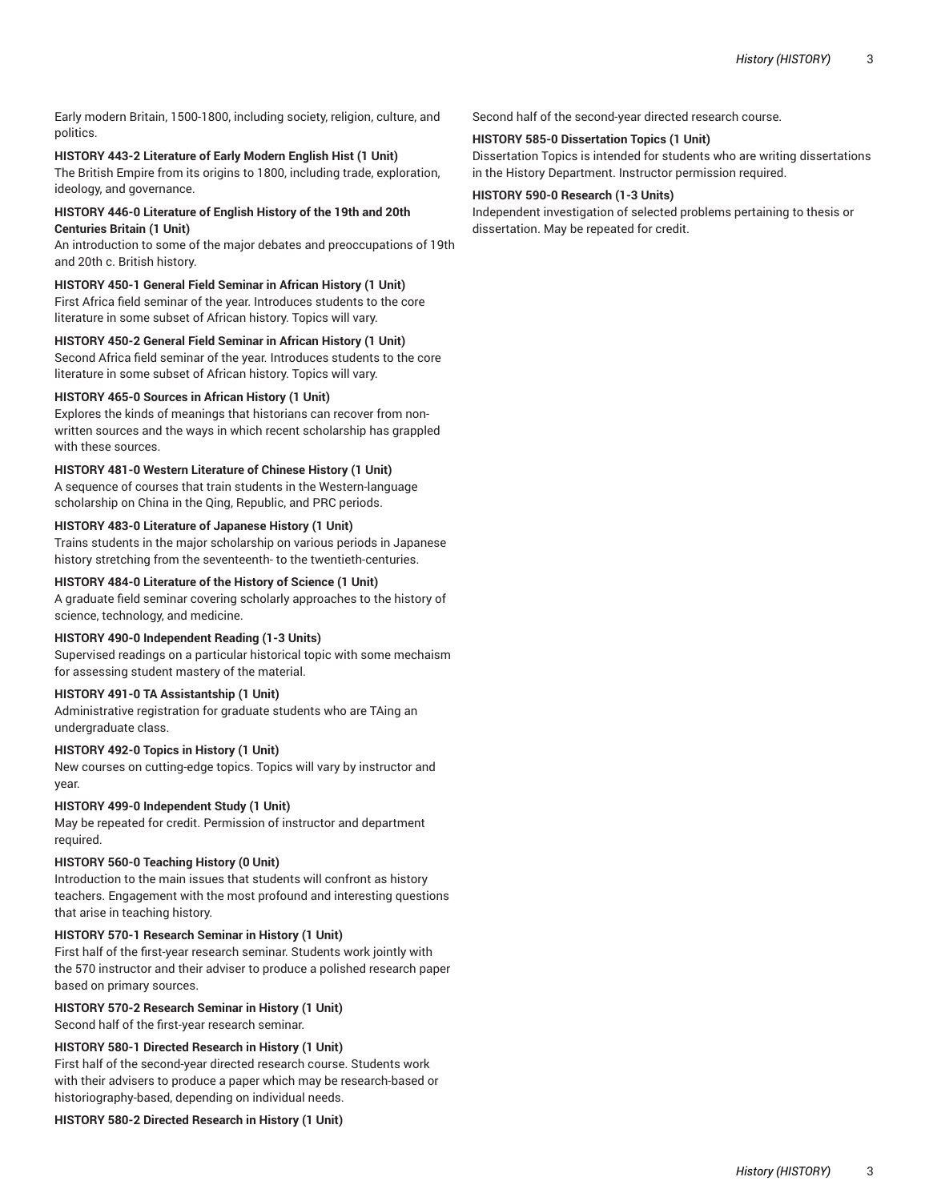Early modern Britain, 1500-1800, including society, religion, culture, and politics.

**HISTORY 443-2 Literature of Early Modern English Hist (1 Unit)**
The British Empire from its origins to 1800, including trade, exploration, ideology, and governance.

**HISTORY 446-0 Literature of English History of the 19th and 20th Centuries Britain (1 Unit)**
An introduction to some of the major debates and preoccupations of 19th and 20th c. British history.

**HISTORY 450-1 General Field Seminar in African History (1 Unit)**
First Africa field seminar of the year. Introduces students to the core literature in some subset of African history. Topics will vary.

**HISTORY 450-2 General Field Seminar in African History (1 Unit)**
Second Africa field seminar of the year. Introduces students to the core literature in some subset of African history. Topics will vary.

**HISTORY 465-0 Sources in African History (1 Unit)**
Explores the kinds of meanings that historians can recover from non-written sources and the ways in which recent scholarship has grappled with these sources.

**HISTORY 481-0 Western Literature of Chinese History (1 Unit)**
A sequence of courses that train students in the Western-language scholarship on China in the Qing, Republic, and PRC periods.

**HISTORY 483-0 Literature of Japanese History (1 Unit)**
Trains students in the major scholarship on various periods in Japanese history stretching from the seventeenth- to the twentieth-centuries.

**HISTORY 484-0 Literature of the History of Science (1 Unit)**
A graduate field seminar covering scholarly approaches to the history of science, technology, and medicine.

**HISTORY 490-0 Independent Reading (1-3 Units)**
Supervised readings on a particular historical topic with some mechaism for assessing student mastery of the material.

**HISTORY 491-0 TA Assistantship (1 Unit)**
Administrative registration for graduate students who are TAing an undergraduate class.

**HISTORY 492-0 Topics in History (1 Unit)**
New courses on cutting-edge topics. Topics will vary by instructor and year.

**HISTORY 499-0 Independent Study (1 Unit)**
May be repeated for credit. Permission of instructor and department required.

**HISTORY 560-0 Teaching History (0 Unit)**
Introduction to the main issues that students will confront as history teachers. Engagement with the most profound and interesting questions that arise in teaching history.

**HISTORY 570-1 Research Seminar in History (1 Unit)**
First half of the first-year research seminar. Students work jointly with the 570 instructor and their adviser to produce a polished research paper based on primary sources.

**HISTORY 570-2 Research Seminar in History (1 Unit)**
Second half of the first-year research seminar.

**HISTORY 580-1 Directed Research in History (1 Unit)**
First half of the second-year directed research course. Students work with their advisers to produce a paper which may be research-based or historiography-based, depending on individual needs.

**HISTORY 580-2 Directed Research in History (1 Unit)**
Second half of the second-year directed research course.

**HISTORY 585-0 Dissertation Topics (1 Unit)**
Dissertation Topics is intended for students who are writing dissertations in the History Department. Instructor permission required.

**HISTORY 590-0 Research (1-3 Units)**
Independent investigation of selected problems pertaining to thesis or dissertation. May be repeated for credit.